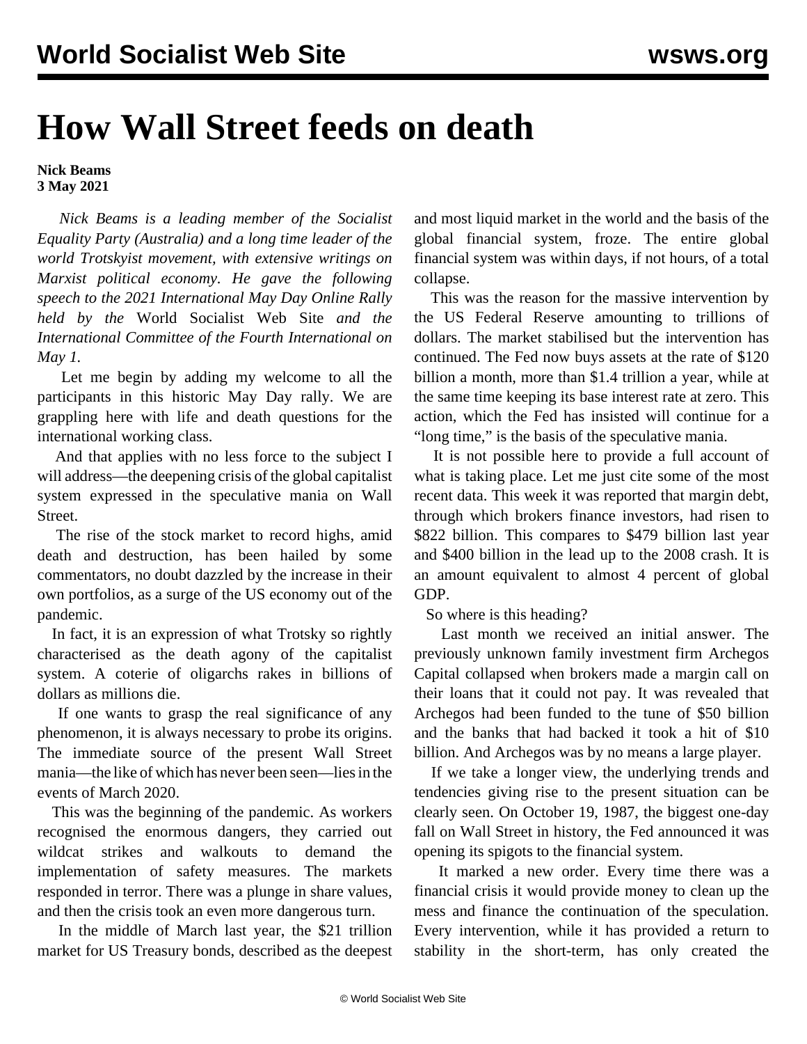# How Wall Street feeds on death

**Nick Beams**
**3 May 2021**

*Nick Beams is a leading member of the Socialist Equality Party (Australia) and a long time leader of the world Trotskyist movement, with extensive writings on Marxist political economy. He gave the following speech to the 2021 International May Day Online Rally held by the* World Socialist Web Site *and the International Committee of the Fourth International on May 1.*

Let me begin by adding my welcome to all the participants in this historic May Day rally. We are grappling here with life and death questions for the international working class.

And that applies with no less force to the subject I will address—the deepening crisis of the global capitalist system expressed in the speculative mania on Wall Street.

The rise of the stock market to record highs, amid death and destruction, has been hailed by some commentators, no doubt dazzled by the increase in their own portfolios, as a surge of the US economy out of the pandemic.

In fact, it is an expression of what Trotsky so rightly characterised as the death agony of the capitalist system. A coterie of oligarchs rakes in billions of dollars as millions die.

If one wants to grasp the real significance of any phenomenon, it is always necessary to probe its origins. The immediate source of the present Wall Street mania—the like of which has never been seen—lies in the events of March 2020.

This was the beginning of the pandemic. As workers recognised the enormous dangers, they carried out wildcat strikes and walkouts to demand the implementation of safety measures. The markets responded in terror. There was a plunge in share values, and then the crisis took an even more dangerous turn.

In the middle of March last year, the $21 trillion market for US Treasury bonds, described as the deepest and most liquid market in the world and the basis of the global financial system, froze. The entire global financial system was within days, if not hours, of a total collapse.

This was the reason for the massive intervention by the US Federal Reserve amounting to trillions of dollars. The market stabilised but the intervention has continued. The Fed now buys assets at the rate of $120 billion a month, more than $1.4 trillion a year, while at the same time keeping its base interest rate at zero. This action, which the Fed has insisted will continue for a "long time," is the basis of the speculative mania.

It is not possible here to provide a full account of what is taking place. Let me just cite some of the most recent data. This week it was reported that margin debt, through which brokers finance investors, had risen to $822 billion. This compares to $479 billion last year and $400 billion in the lead up to the 2008 crash. It is an amount equivalent to almost 4 percent of global GDP.

So where is this heading?

Last month we received an initial answer. The previously unknown family investment firm Archegos Capital collapsed when brokers made a margin call on their loans that it could not pay. It was revealed that Archegos had been funded to the tune of $50 billion and the banks that had backed it took a hit of $10 billion. And Archegos was by no means a large player.

If we take a longer view, the underlying trends and tendencies giving rise to the present situation can be clearly seen. On October 19, 1987, the biggest one-day fall on Wall Street in history, the Fed announced it was opening its spigots to the financial system.

It marked a new order. Every time there was a financial crisis it would provide money to clean up the mess and finance the continuation of the speculation. Every intervention, while it has provided a return to stability in the short-term, has only created the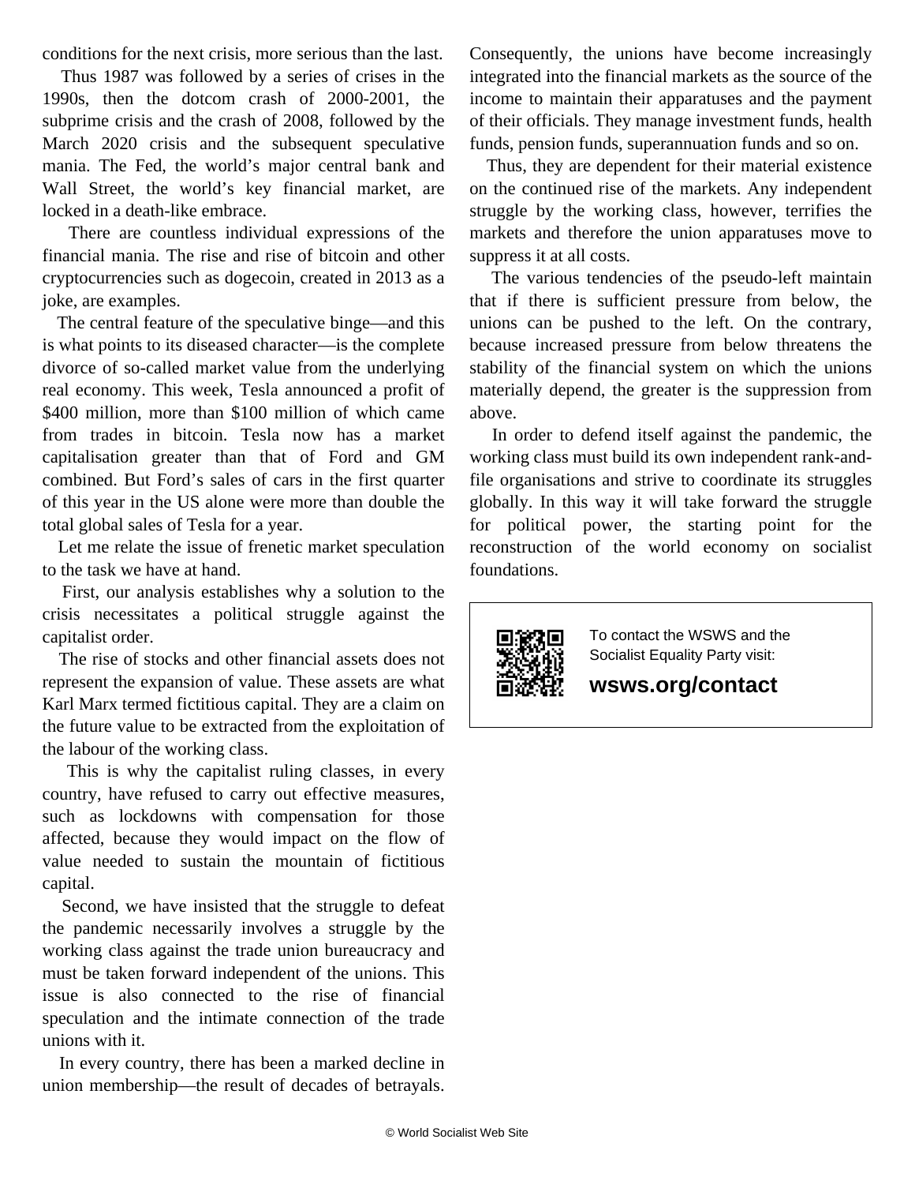conditions for the next crisis, more serious than the last.

Thus 1987 was followed by a series of crises in the 1990s, then the dotcom crash of 2000-2001, the subprime crisis and the crash of 2008, followed by the March 2020 crisis and the subsequent speculative mania. The Fed, the world's major central bank and Wall Street, the world's key financial market, are locked in a death-like embrace.

There are countless individual expressions of the financial mania. The rise and rise of bitcoin and other cryptocurrencies such as dogecoin, created in 2013 as a joke, are examples.

The central feature of the speculative binge—and this is what points to its diseased character—is the complete divorce of so-called market value from the underlying real economy. This week, Tesla announced a profit of $400 million, more than $100 million of which came from trades in bitcoin. Tesla now has a market capitalisation greater than that of Ford and GM combined. But Ford's sales of cars in the first quarter of this year in the US alone were more than double the total global sales of Tesla for a year.

Let me relate the issue of frenetic market speculation to the task we have at hand.

First, our analysis establishes why a solution to the crisis necessitates a political struggle against the capitalist order.

The rise of stocks and other financial assets does not represent the expansion of value. These assets are what Karl Marx termed fictitious capital. They are a claim on the future value to be extracted from the exploitation of the labour of the working class.

This is why the capitalist ruling classes, in every country, have refused to carry out effective measures, such as lockdowns with compensation for those affected, because they would impact on the flow of value needed to sustain the mountain of fictitious capital.

Second, we have insisted that the struggle to defeat the pandemic necessarily involves a struggle by the working class against the trade union bureaucracy and must be taken forward independent of the unions. This issue is also connected to the rise of financial speculation and the intimate connection of the trade unions with it.

In every country, there has been a marked decline in union membership—the result of decades of betrayals. Consequently, the unions have become increasingly integrated into the financial markets as the source of the income to maintain their apparatuses and the payment of their officials. They manage investment funds, health funds, pension funds, superannuation funds and so on.

Thus, they are dependent for their material existence on the continued rise of the markets. Any independent struggle by the working class, however, terrifies the markets and therefore the union apparatuses move to suppress it at all costs.

The various tendencies of the pseudo-left maintain that if there is sufficient pressure from below, the unions can be pushed to the left. On the contrary, because increased pressure from below threatens the stability of the financial system on which the unions materially depend, the greater is the suppression from above.

In order to defend itself against the pandemic, the working class must build its own independent rank-and-file organisations and strive to coordinate its struggles globally. In this way it will take forward the struggle for political power, the starting point for the reconstruction of the world economy on socialist foundations.

To contact the WSWS and the Socialist Equality Party visit:

**wsws.org/contact**